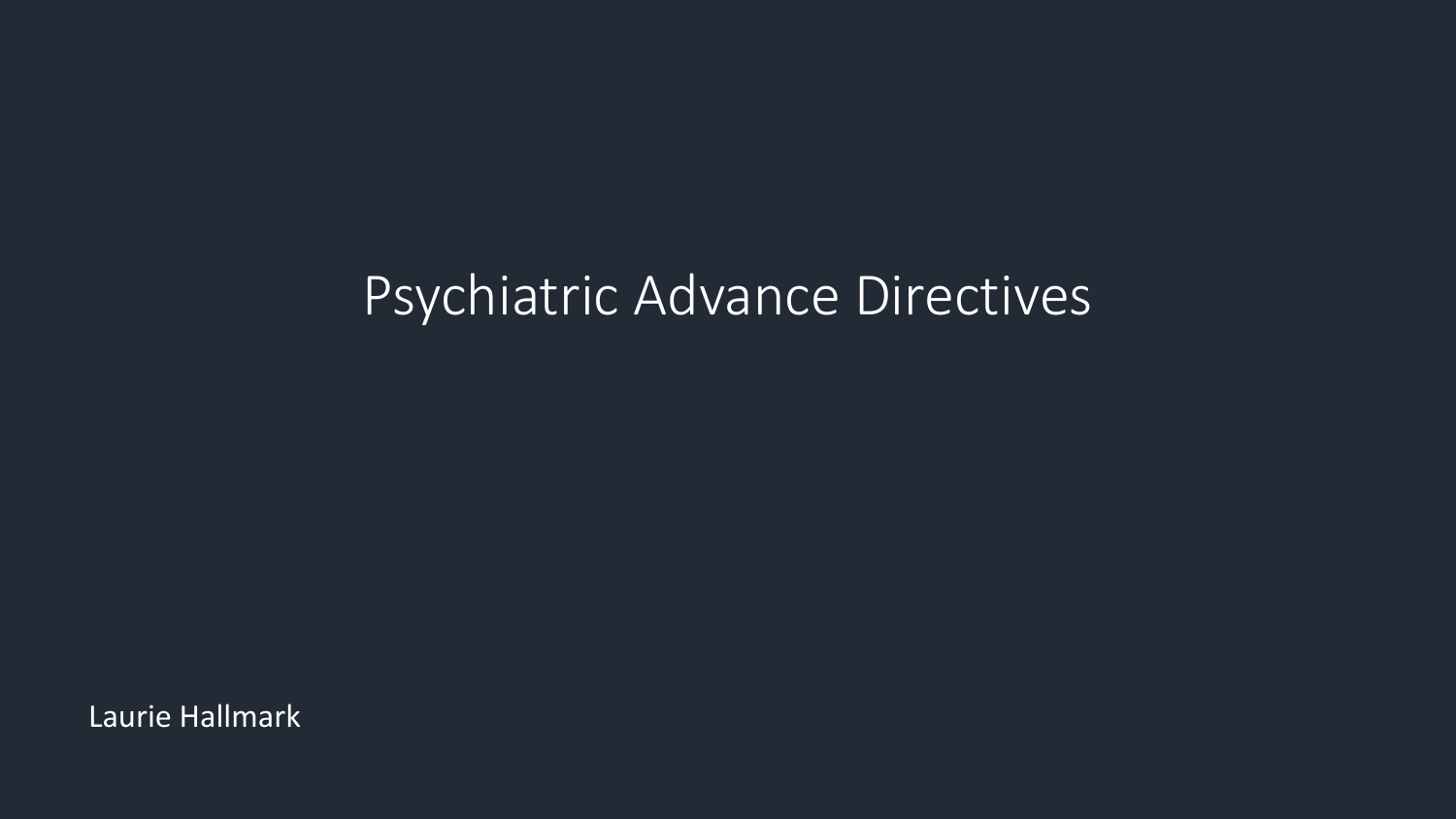# Psychiatric Advance Directives

Laurie Hallmark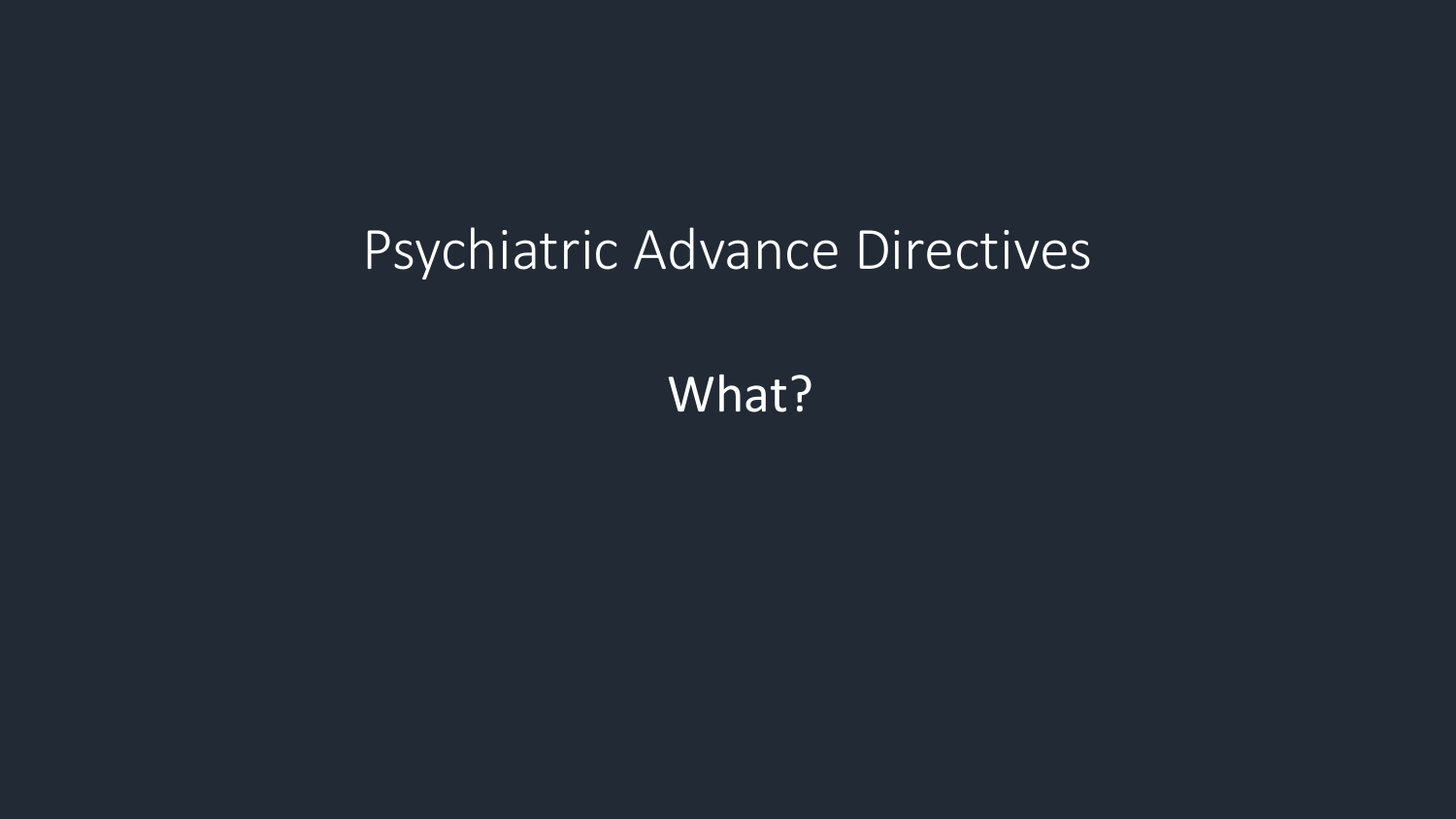# Psychiatric Advance Directives

## What?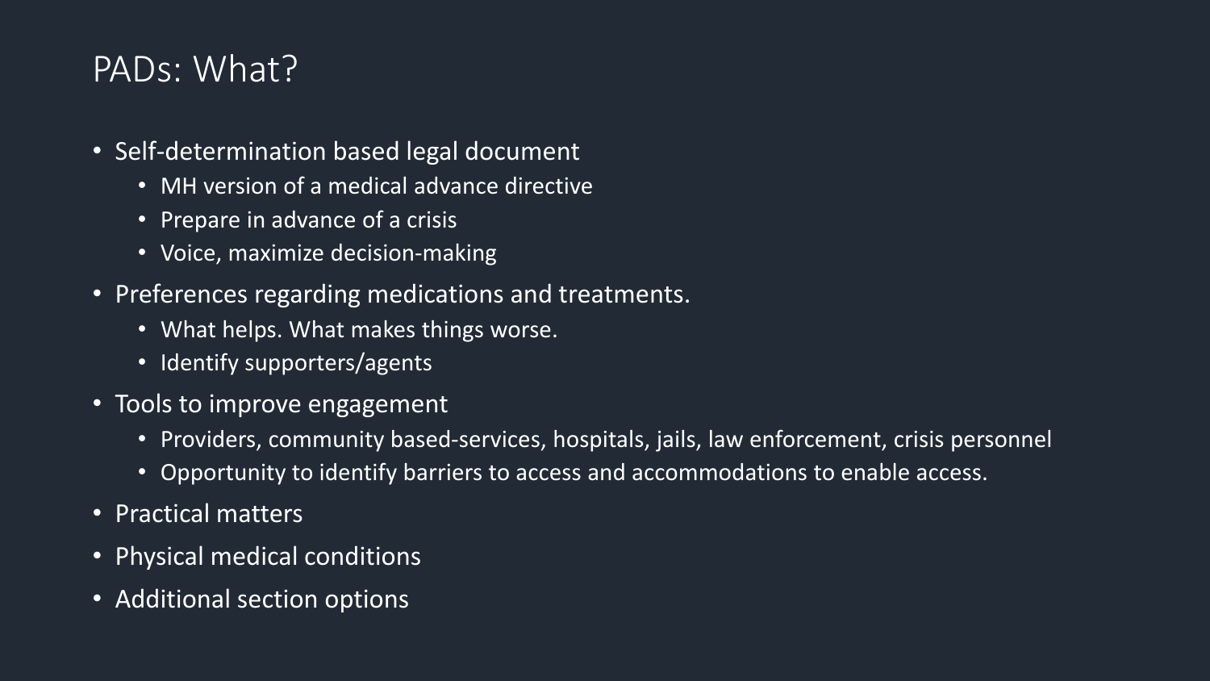# PADs: What?

- Self-determination based legal document
  - MH version of a medical advance directive
  - Prepare in advance of a crisis
  - Voice, maximize decision-making
- Preferences regarding medications and treatments.
  - What helps. What makes things worse.
  - Identify supporters/agents
- Tools to improve engagement
  - Providers, community based-services, hospitals, jails, law enforcement, crisis personnel
  - Opportunity to identify barriers to access and accommodations to enable access.
- Practical matters
- Physical medical conditions
- Additional section options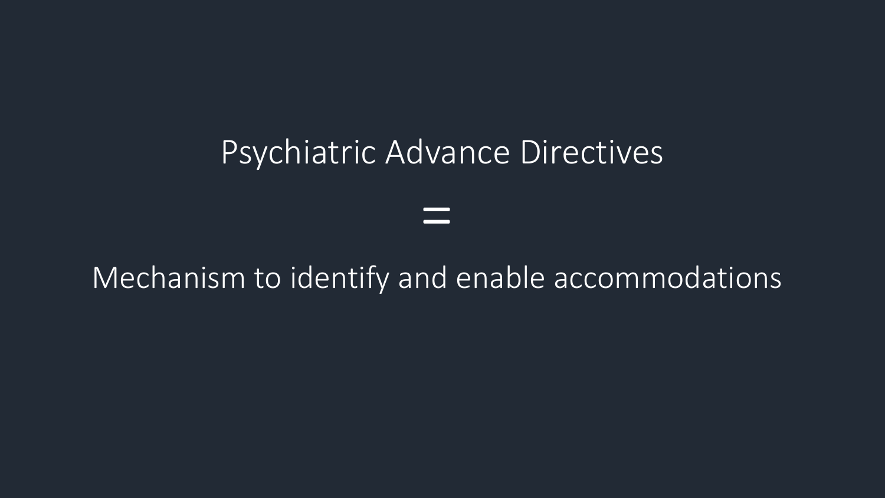Psychiatric Advance Directives

=

Mechanism to identify and enable accommodations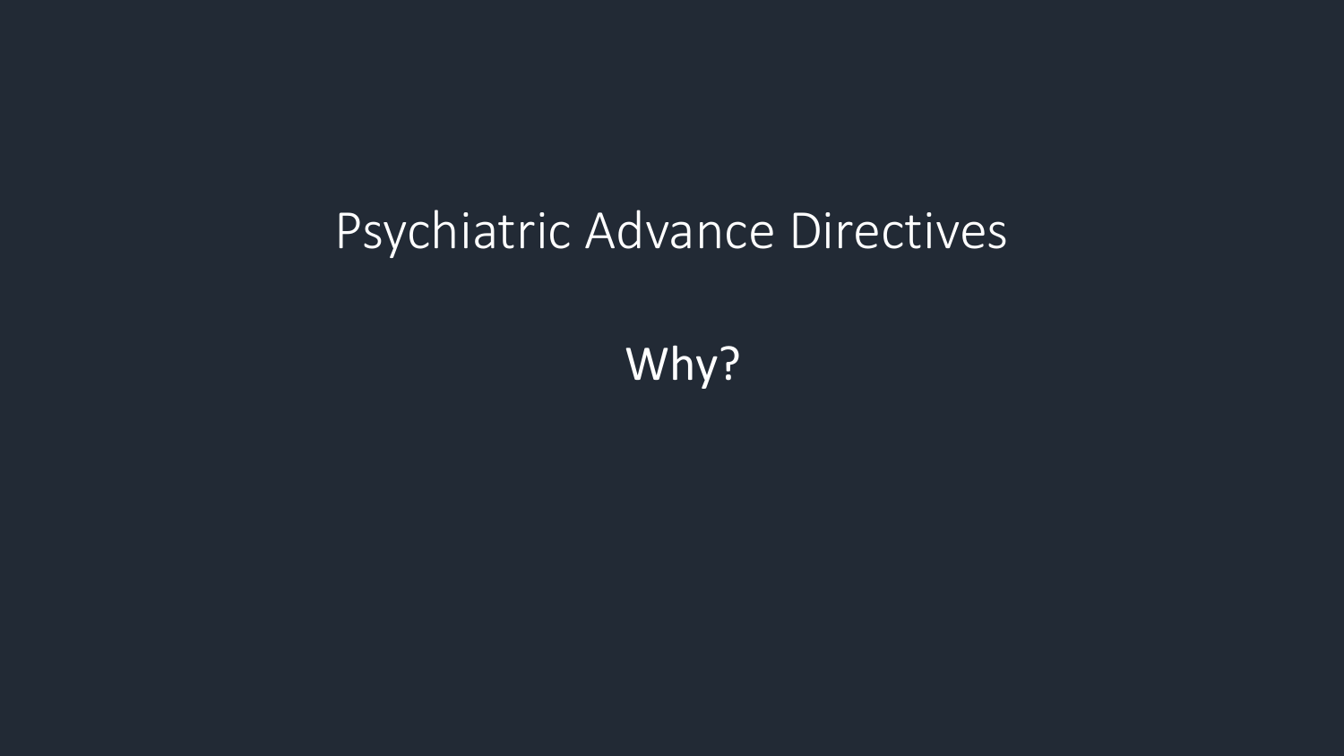# Psychiatric Advance Directives

Why?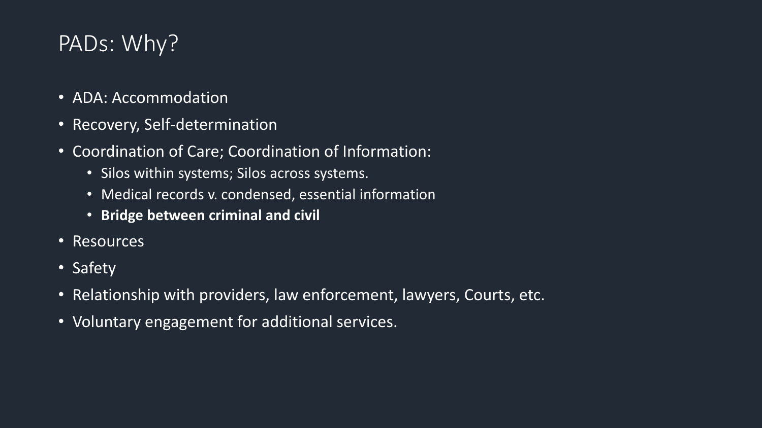# PADs: Why?

- ADA: Accommodation
- Recovery, Self-determination
- Coordination of Care; Coordination of Information:
  - Silos within systems; Silos across systems.
  - Medical records v. condensed, essential information
  - **Bridge between criminal and civil**
- Resources
- Safety
- Relationship with providers, law enforcement, lawyers, Courts, etc.
- Voluntary engagement for additional services.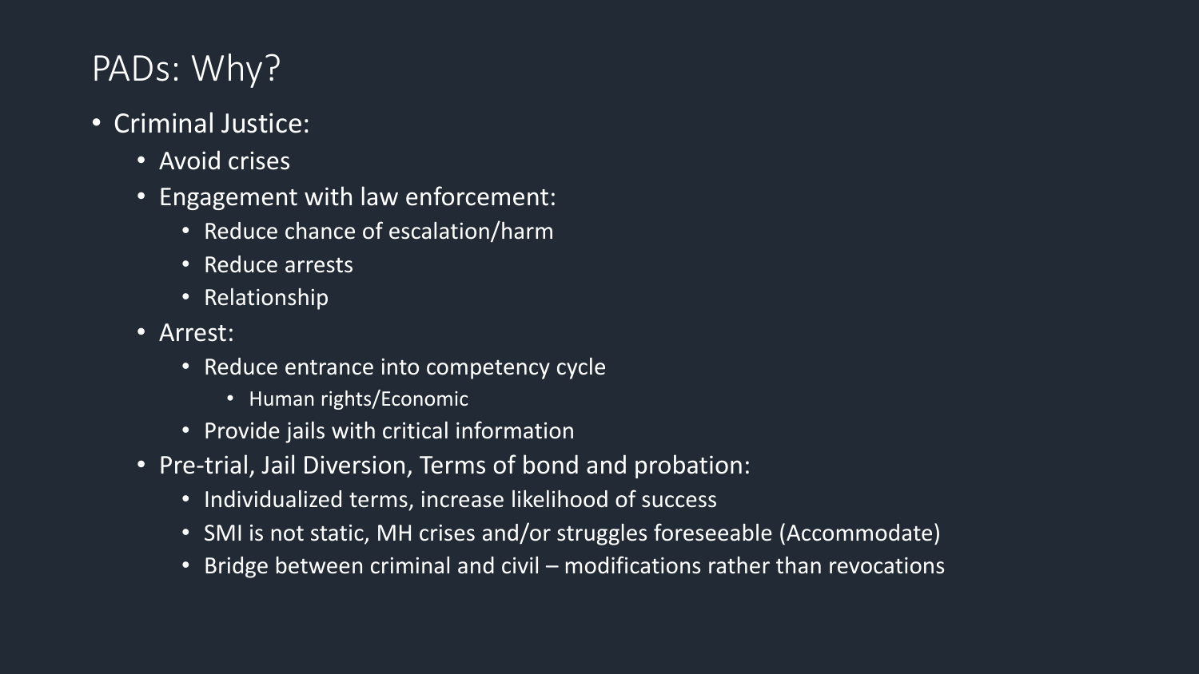# PADs: Why?

- Criminal Justice:
  - Avoid crises
  - Engagement with law enforcement:
    - Reduce chance of escalation/harm
    - Reduce arrests
    - Relationship
  - Arrest:
    - Reduce entrance into competency cycle
      - Human rights/Economic
    - Provide jails with critical information
  - Pre-trial, Jail Diversion, Terms of bond and probation:
    - Individualized terms, increase likelihood of success
    - SMI is not static, MH crises and/or struggles foreseeable (Accommodate)
    - Bridge between criminal and civil – modifications rather than revocations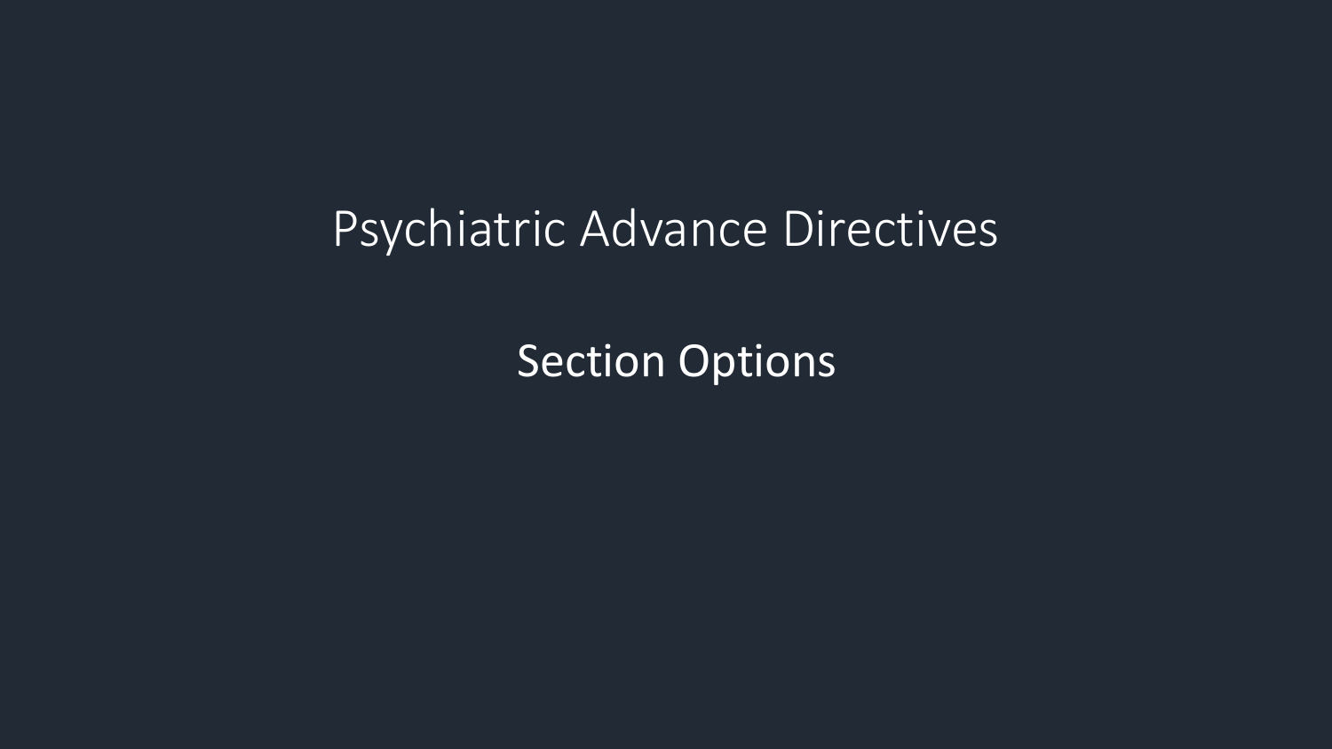# Psychiatric Advance Directives

## Section Options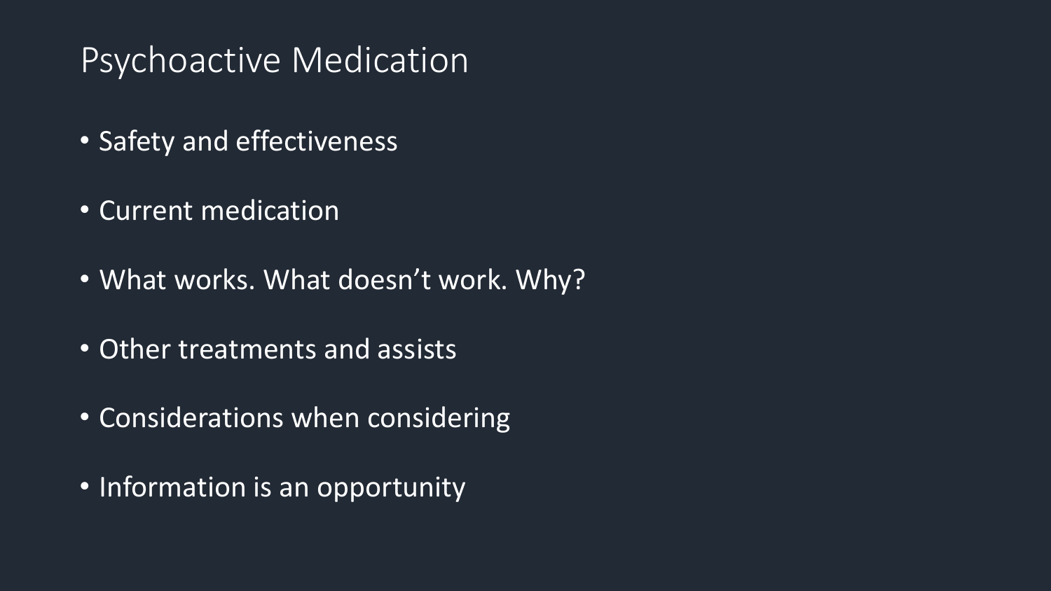# Psychoactive Medication

- Safety and effectiveness
- Current medication
- What works. What doesn't work. Why?
- Other treatments and assists
- Considerations when considering
- Information is an opportunity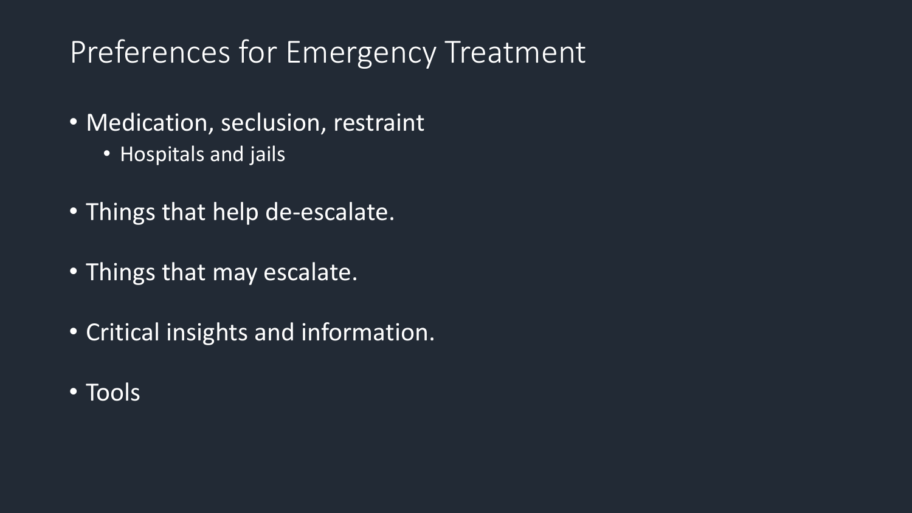# Preferences for Emergency Treatment

- Medication, seclusion, restraint
  - Hospitals and jails
- Things that help de-escalate.
- Things that may escalate.
- Critical insights and information.
- Tools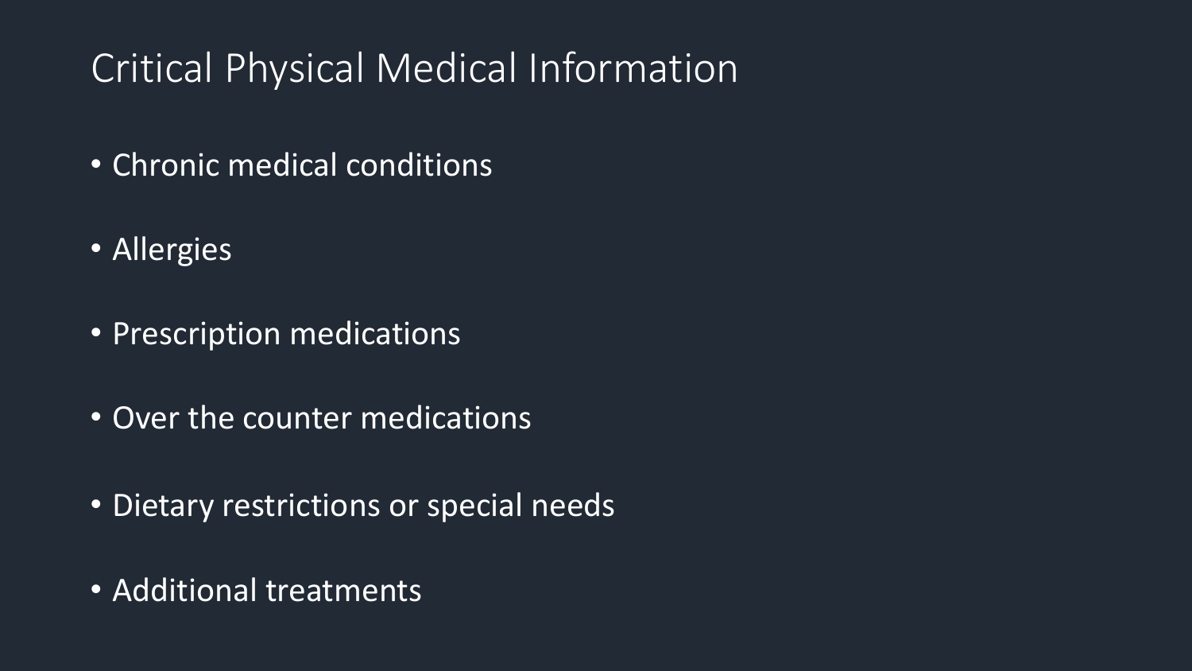# Critical Physical Medical Information

- Chronic medical conditions
- Allergies
- Prescription medications
- Over the counter medications
- Dietary restrictions or special needs
- Additional treatments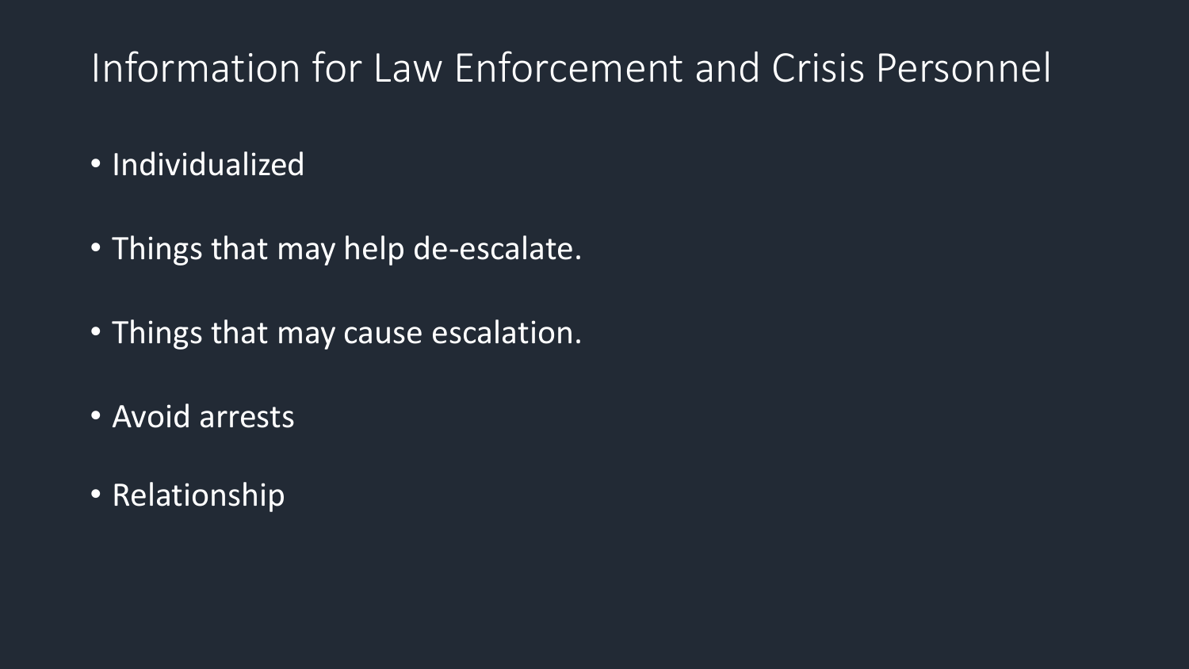# Information for Law Enforcement and Crisis Personnel

- Individualized
- Things that may help de-escalate.
- Things that may cause escalation.
- Avoid arrests
- Relationship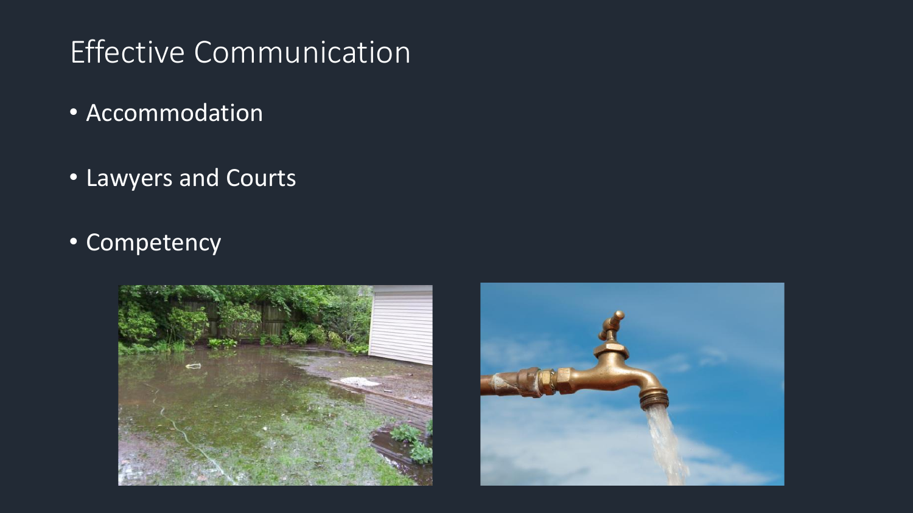# Effective Communication

- Accommodation
- Lawyers and Courts
- Competency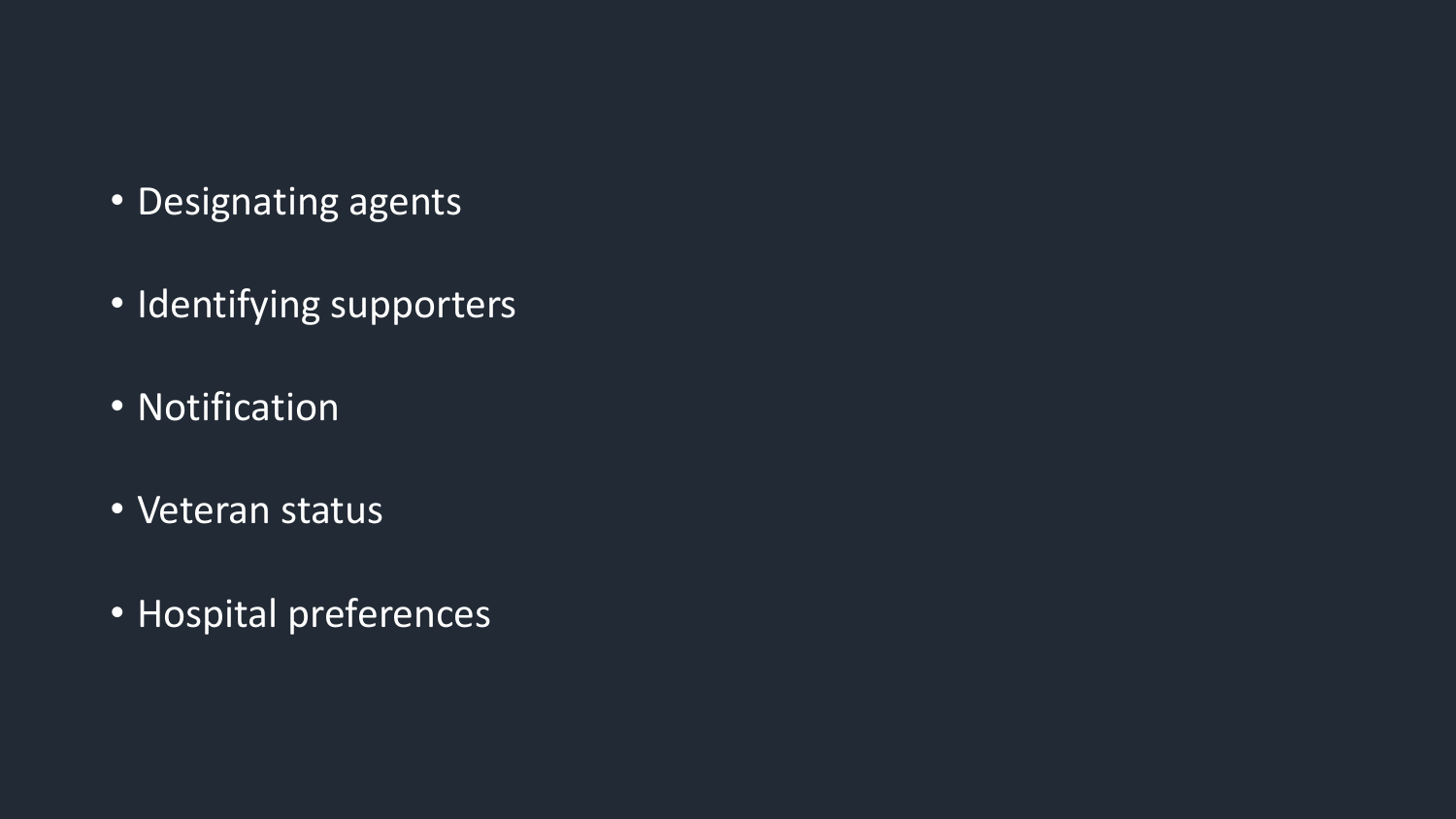- Designating agents
- Identifying supporters
- Notification
- Veteran status
- Hospital preferences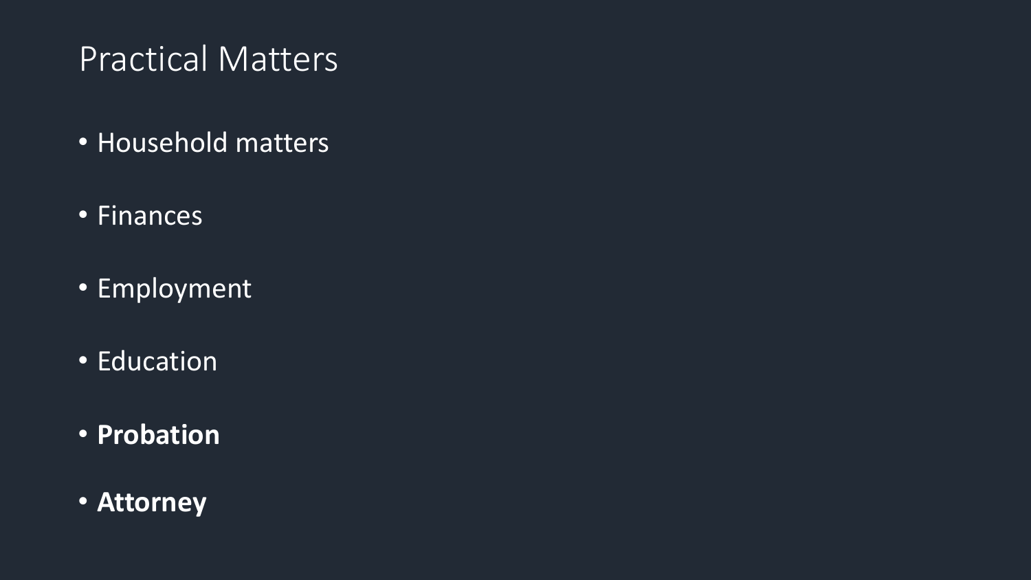# Practical Matters

- Household matters
- Finances
- Employment
- Education
- **Probation**
- **Attorney**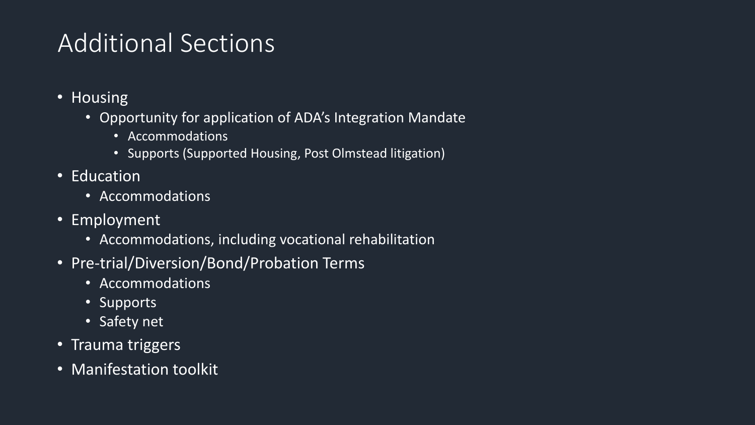# Additional Sections

- Housing
  - Opportunity for application of ADA's Integration Mandate
    - Accommodations
    - Supports (Supported Housing, Post Olmstead litigation)
- Education
  - Accommodations
- Employment
  - Accommodations, including vocational rehabilitation
- Pre-trial/Diversion/Bond/Probation Terms
  - Accommodations
  - Supports
  - Safety net
- Trauma triggers
- Manifestation toolkit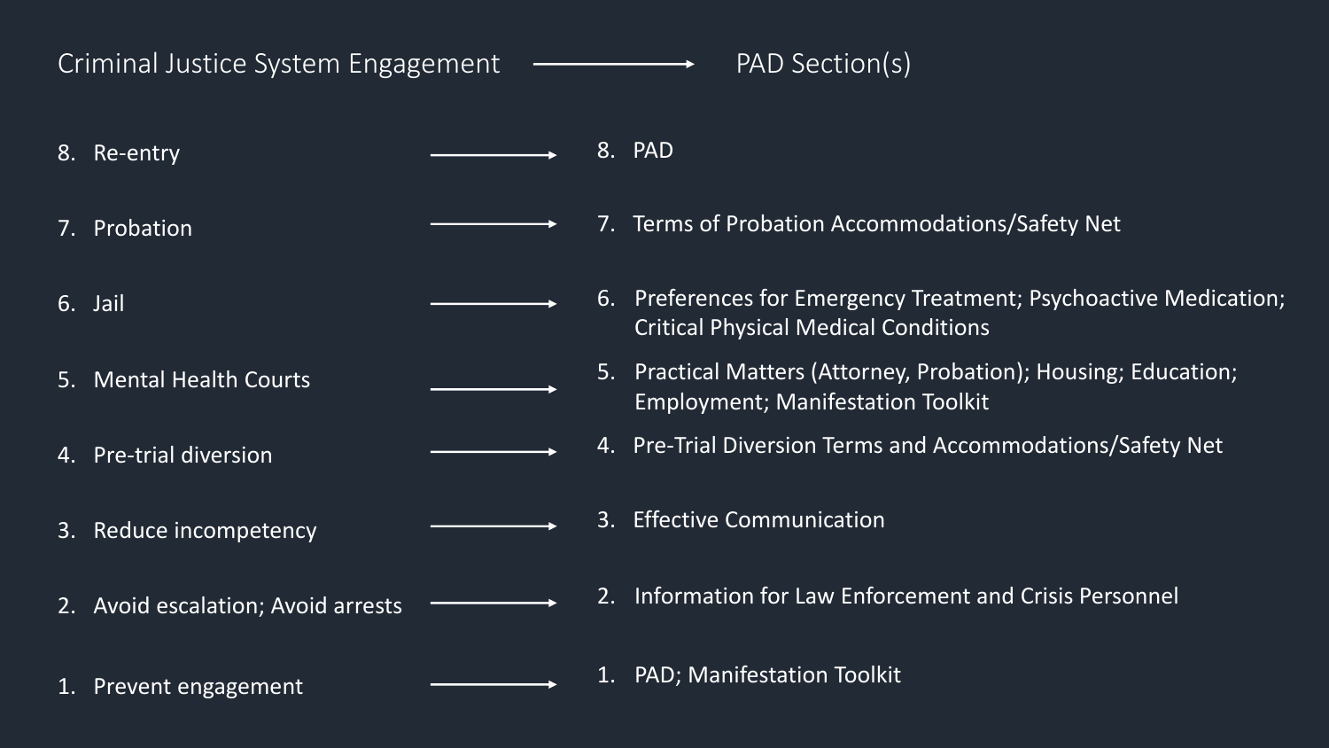| Criminal Justice System Engagement | PAD Section(s) |
| --- | --- |
| 8. Re-entry | 8. PAD |
| 7. Probation | 7. Terms of Probation Accommodations/Safety Net |
| 6. Jail | 6. Preferences for Emergency Treatment; Psychoactive Medication; Critical Physical Medical Conditions |
| 5. Mental Health Courts | 5. Practical Matters (Attorney, Probation); Housing; Education; Employment; Manifestation Toolkit |
| 4. Pre-trial diversion | 4. Pre-Trial Diversion Terms and Accommodations/Safety Net |
| 3. Reduce incompetency | 3. Effective Communication |
| 2. Avoid escalation; Avoid arrests | 2. Information for Law Enforcement and Crisis Personnel |
| 1. Prevent engagement | 1. PAD; Manifestation Toolkit |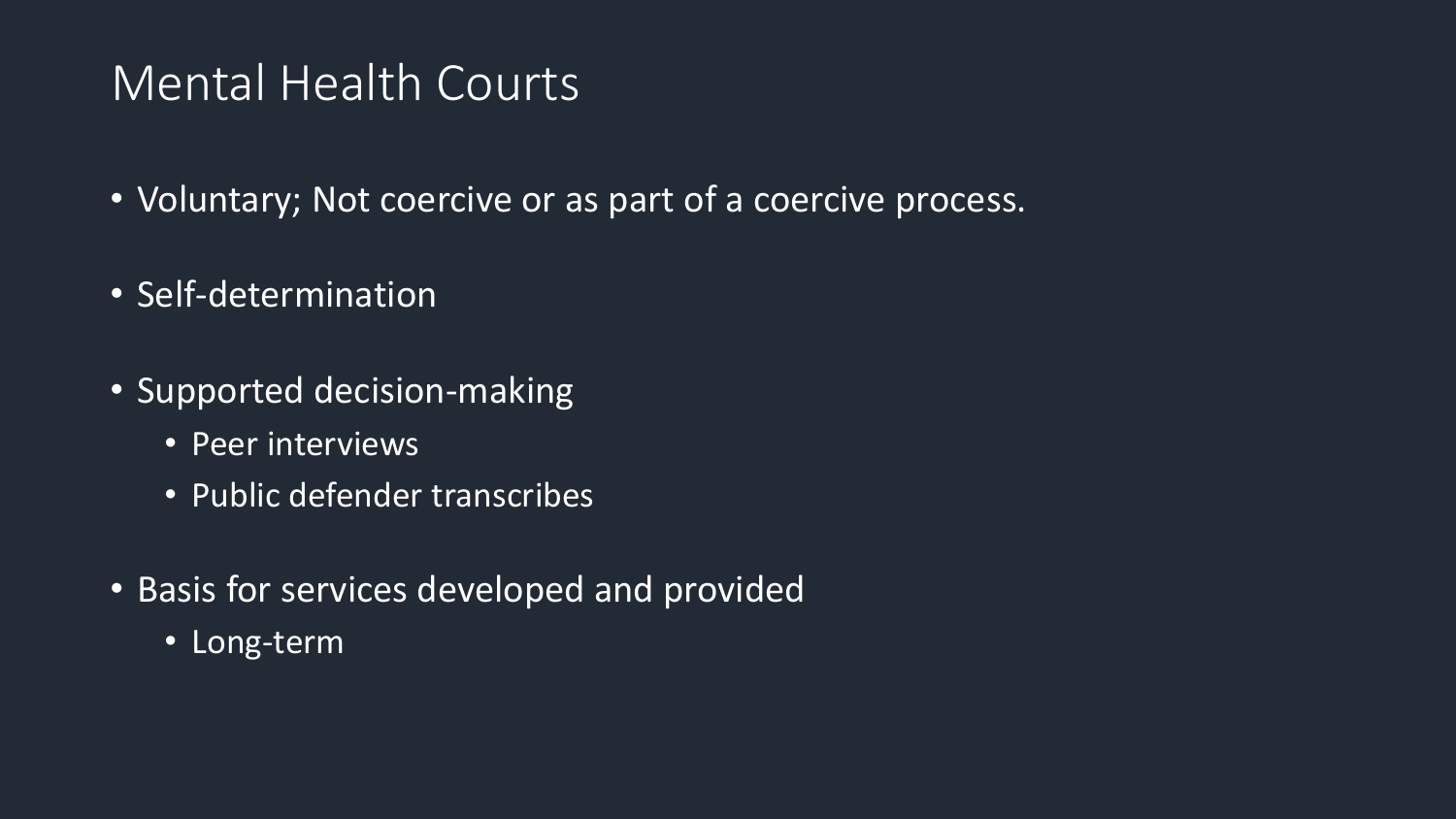# Mental Health Courts

- Voluntary; Not coercive or as part of a coercive process.
- Self-determination
- Supported decision-making
  - Peer interviews
  - Public defender transcribes
- Basis for services developed and provided
  - Long-term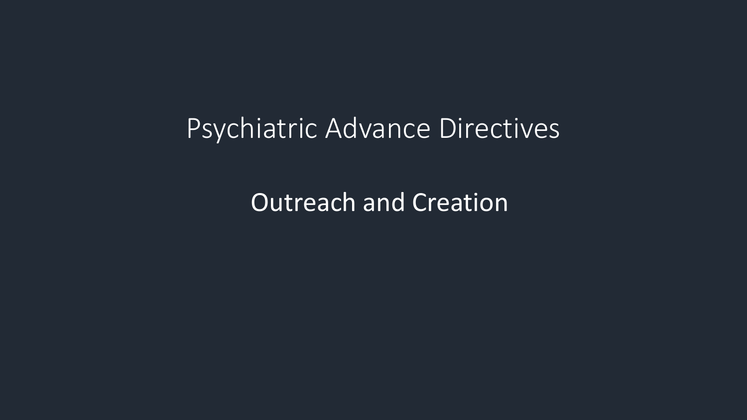# Psychiatric Advance Directives

## Outreach and Creation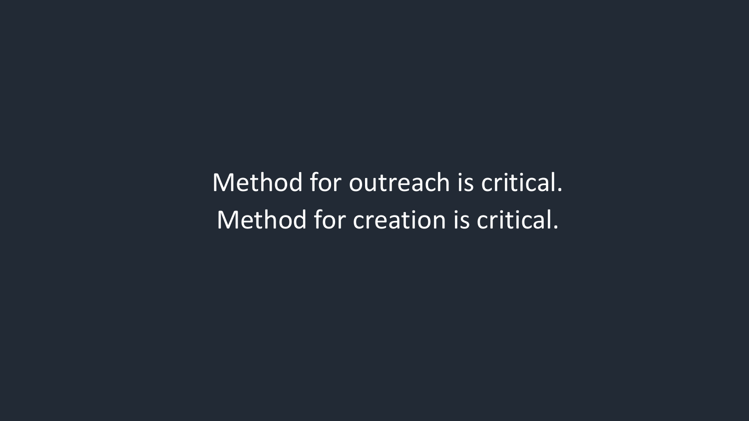Method for outreach is critical.
Method for creation is critical.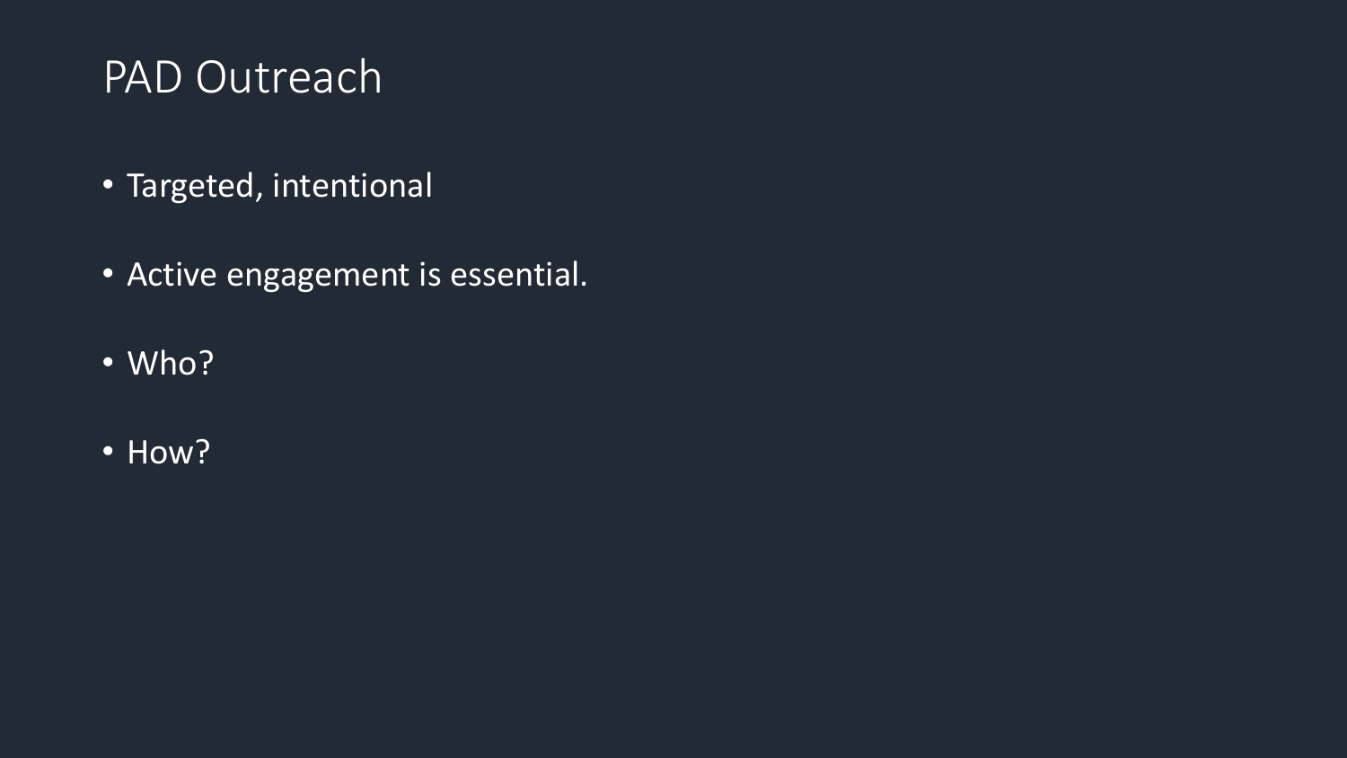# PAD Outreach

- Targeted, intentional
- Active engagement is essential.
- Who?
- How?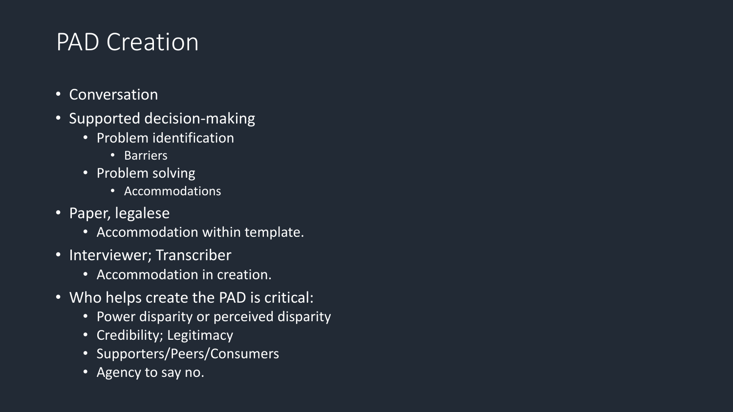# PAD Creation

- Conversation
- Supported decision-making
  - Problem identification
    - Barriers
  - Problem solving
    - Accommodations
- Paper, legalese
  - Accommodation within template.
- Interviewer; Transcriber
  - Accommodation in creation.
- Who helps create the PAD is critical:
  - Power disparity or perceived disparity
  - Credibility; Legitimacy
  - Supporters/Peers/Consumers
  - Agency to say no.